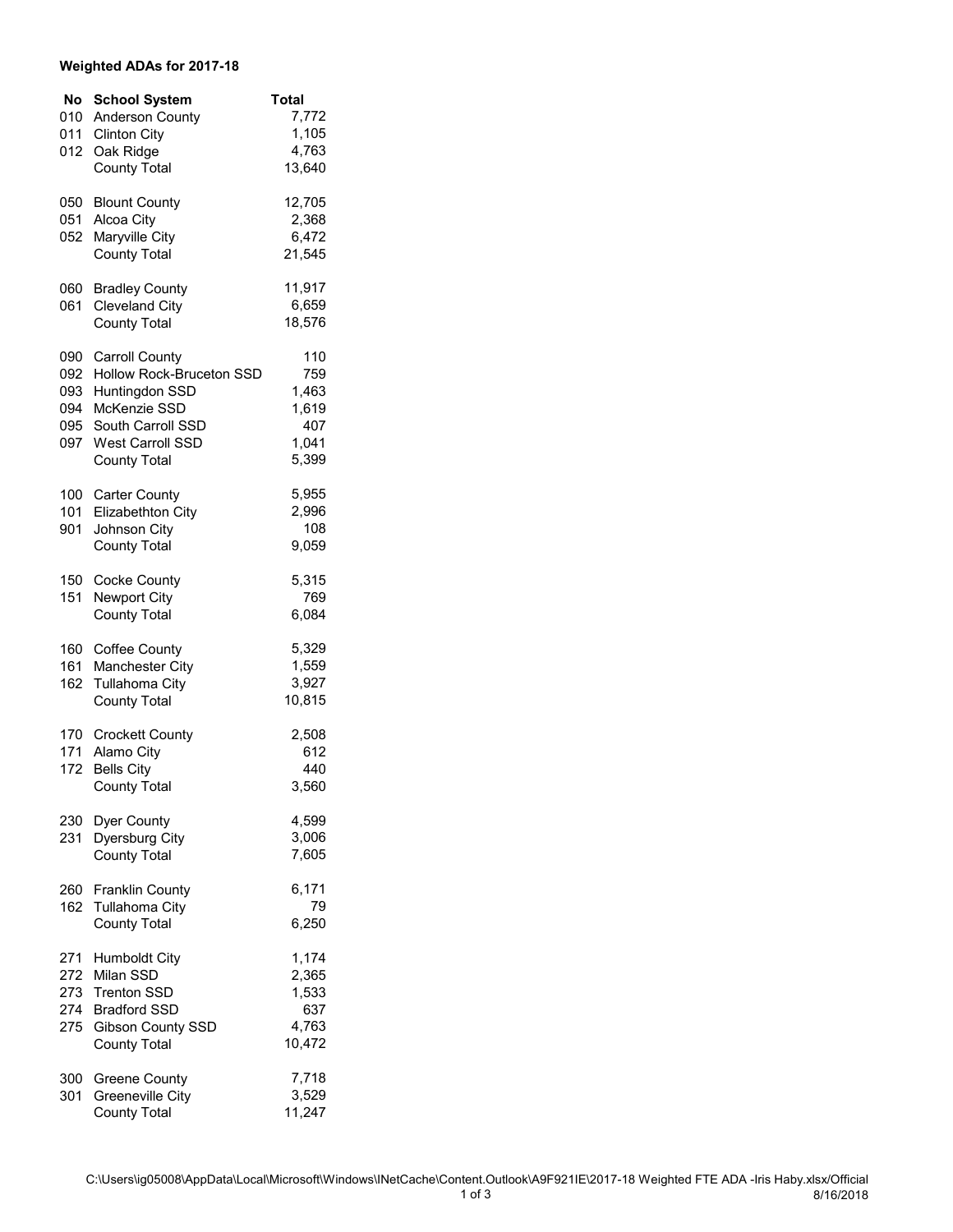**Weighted ADAs for 2017-18**

| No | School System | Total |
|---|---|---|
| 010 | Anderson County | 7,772 |
| 011 | Clinton City | 1,105 |
| 012 | Oak Ridge | 4,763 |
| | County Total | 13,640 |
| | | |
| 050 | Blount County | 12,705 |
| 051 | Alcoa City | 2,368 |
| 052 | Maryville City | 6,472 |
| | County Total | 21,545 |
| | | |
| 060 | Bradley County | 11,917 |
| 061 | Cleveland City | 6,659 |
| | County Total | 18,576 |
| | | |
| 090 | Carroll County | 110 |
| 092 | Hollow Rock-Bruceton SSD | 759 |
| 093 | Huntingdon SSD | 1,463 |
| 094 | McKenzie SSD | 1,619 |
| 095 | South Carroll SSD | 407 |
| 097 | West Carroll SSD | 1,041 |
| | County Total | 5,399 |
| | | |
| 100 | Carter County | 5,955 |
| 101 | Elizabethton City | 2,996 |
| 901 | Johnson City | 108 |
| | County Total | 9,059 |
| | | |
| 150 | Cocke County | 5,315 |
| 151 | Newport City | 769 |
| | County Total | 6,084 |
| | | |
| 160 | Coffee County | 5,329 |
| 161 | Manchester City | 1,559 |
| 162 | Tullahoma City | 3,927 |
| | County Total | 10,815 |
| | | |
| 170 | Crockett County | 2,508 |
| 171 | Alamo City | 612 |
| 172 | Bells City | 440 |
| | County Total | 3,560 |
| | | |
| 230 | Dyer County | 4,599 |
| 231 | Dyersburg City | 3,006 |
| | County Total | 7,605 |
| | | |
| 260 | Franklin County | 6,171 |
| 162 | Tullahoma City | 79 |
| | County Total | 6,250 |
| | | |
| 271 | Humboldt City | 1,174 |
| 272 | Milan SSD | 2,365 |
| 273 | Trenton SSD | 1,533 |
| 274 | Bradford SSD | 637 |
| 275 | Gibson County SSD | 4,763 |
| | County Total | 10,472 |
| | | |
| 300 | Greene County | 7,718 |
| 301 | Greeneville City | 3,529 |
| | County Total | 11,247 |

C:\Users\ig05008\AppData\Local\Microsoft\Windows\INetCache\Content.Outlook\A9F921IE\2017-18 Weighted FTE ADA -Iris Haby.xlsx/Official

8/16/2018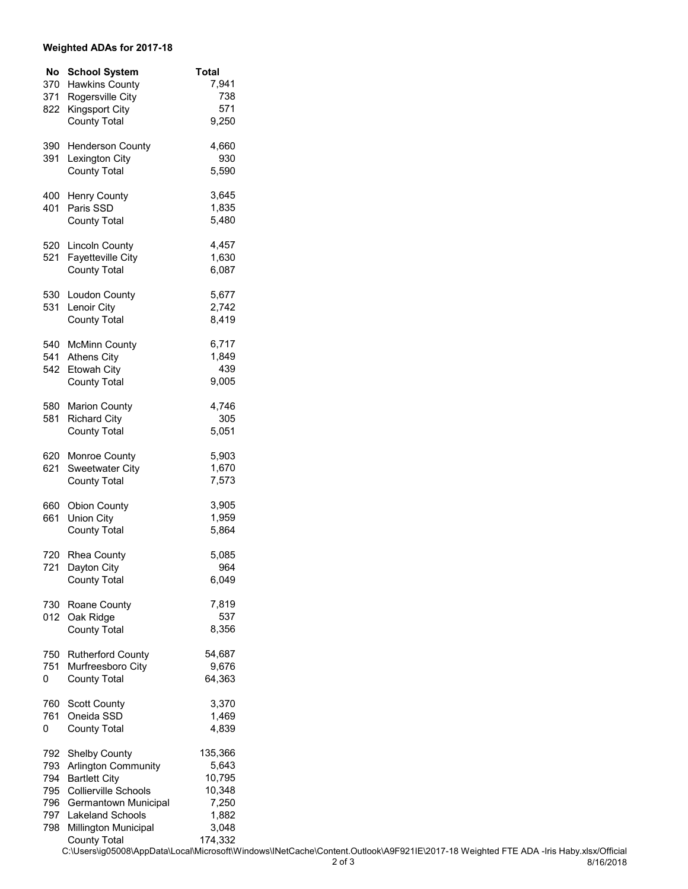**Weighted ADAs for 2017-18**

| No | School System | Total |
|---|---|---|
| 370 | Hawkins County | 7,941 |
| 371 | Rogersville City | 738 |
| 822 | Kingsport City | 571 |
| | County Total | 9,250 |
| | | |
| 390 | Henderson County | 4,660 |
| 391 | Lexington City | 930 |
| | County Total | 5,590 |
| | | |
| 400 | Henry County | 3,645 |
| 401 | Paris SSD | 1,835 |
| | County Total | 5,480 |
| | | |
| 520 | Lincoln County | 4,457 |
| 521 | Fayetteville City | 1,630 |
| | County Total | 6,087 |
| | | |
| 530 | Loudon County | 5,677 |
| 531 | Lenoir City | 2,742 |
| | County Total | 8,419 |
| | | |
| 540 | McMinn County | 6,717 |
| 541 | Athens City | 1,849 |
| 542 | Etowah City | 439 |
| | County Total | 9,005 |
| | | |
| 580 | Marion County | 4,746 |
| 581 | Richard City | 305 |
| | County Total | 5,051 |
| | | |
| 620 | Monroe County | 5,903 |
| 621 | Sweetwater City | 1,670 |
| | County Total | 7,573 |
| | | |
| 660 | Obion County | 3,905 |
| 661 | Union City | 1,959 |
| | County Total | 5,864 |
| | | |
| 720 | Rhea County | 5,085 |
| 721 | Dayton City | 964 |
| | County Total | 6,049 |
| | | |
| 730 | Roane County | 7,819 |
| 012 | Oak Ridge | 537 |
| | County Total | 8,356 |
| | | |
| 750 | Rutherford County | 54,687 |
| 751 | Murfreesboro City | 9,676 |
| 0 | County Total | 64,363 |
| | | |
| 760 | Scott County | 3,370 |
| 761 | Oneida SSD | 1,469 |
| 0 | County Total | 4,839 |
| | | |
| 792 | Shelby County | 135,366 |
| 793 | Arlington Community | 5,643 |
| 794 | Bartlett City | 10,795 |
| 795 | Collierville Schools | 10,348 |
| 796 | Germantown Municipal | 7,250 |
| 797 | Lakeland Schools | 1,882 |
| 798 | Millington Municipal | 3,048 |
| | County Total | 174,332 |

C:\Users\ig05008\AppData\Local\Microsoft\Windows\INetCache\Content.Outlook\A9F921IE\2017-18 Weighted FTE ADA -Iris Haby.xlsx/Official

8/16/2018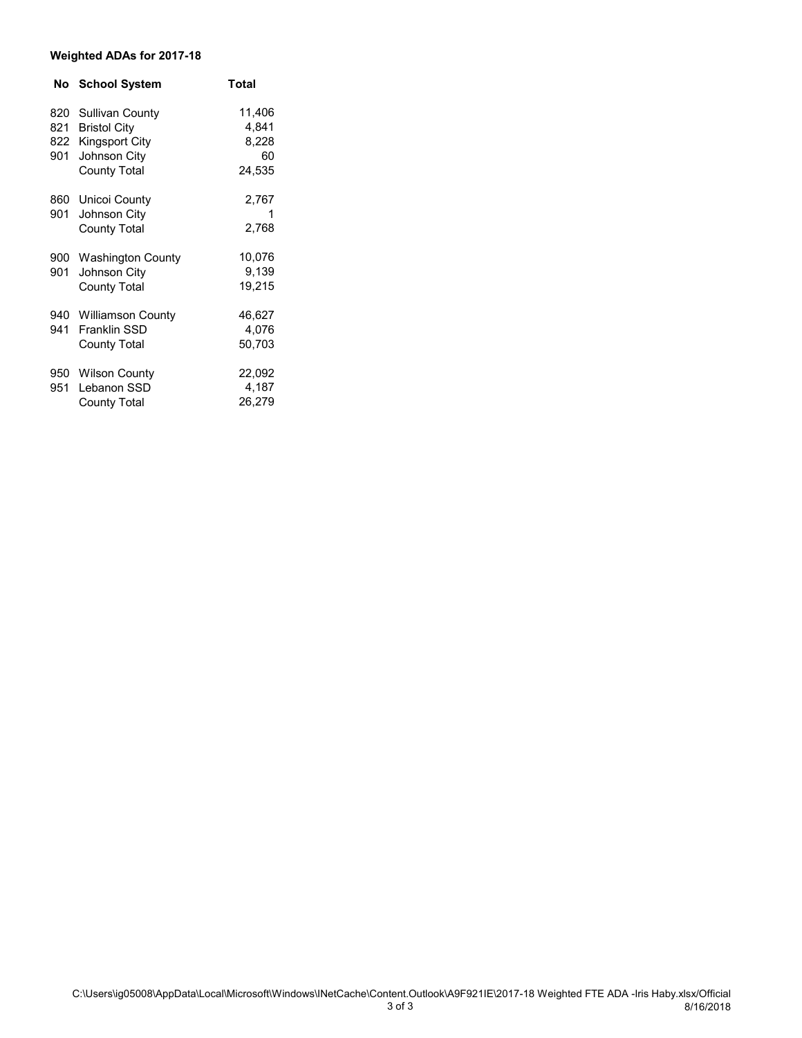**Weighted ADAs for 2017-18**

| No | School System | Total |
|---|---|---|
| 820 | Sullivan County | 11,406 |
| 821 | Bristol City | 4,841 |
| 822 | Kingsport City | 8,228 |
| 901 | Johnson City | 60 |
| | County Total | 24,535 |
| | | |
| 860 | Unicoi County | 2,767 |
| 901 | Johnson City | 1 |
| | County Total | 2,768 |
| | | |
| 900 | Washington County | 10,076 |
| 901 | Johnson City | 9,139 |
| | County Total | 19,215 |
| | | |
| 940 | Williamson County | 46,627 |
| 941 | Franklin SSD | 4,076 |
| | County Total | 50,703 |
| | | |
| 950 | Wilson County | 22,092 |
| 951 | Lebanon SSD | 4,187 |
| | County Total | 26,279 |

C:\Users\ig05008\AppData\Local\Microsoft\Windows\INetCache\Content.Outlook\A9F921IE\2017-18 Weighted FTE ADA -Iris Haby.xlsx/Official
8/16/2018